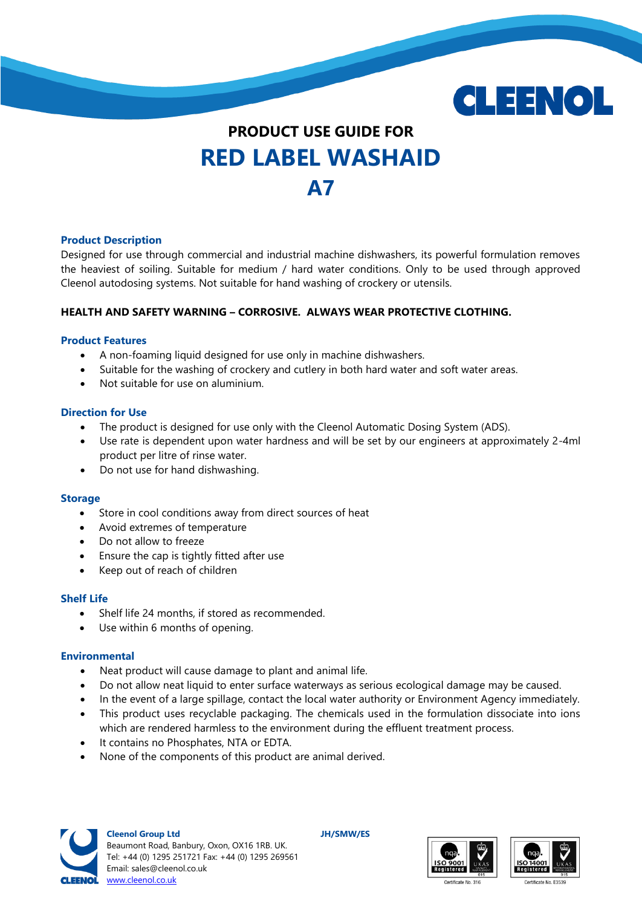# PRODUCT USE GUIDE FOR

# RED LABEL WASHAID

# A7

## Product Description

Designed for use through commercial and industrial machine dishwashers, its powerful formulation removes the heaviest of soiling. Suitable for medium / hard water conditions. Only to be used through approved Cleenol autodosing systems. Not suitable for hand washing of crockery or utensils.

**HEALTH AND SAFETY WARNING – CORROSIVE. ALWAYS WEAR PROTECTIVE CLOTHING.**

## Product Features

- A non-foaming liquid designed for use only in machine dishwashers.
- Suitable for the washing of crockery and cutlery in both hard water and soft water areas.
- Not suitable for use on aluminium.

## Direction for Use

- The product is designed for use only with the Cleenol Automatic Dosing System (ADS).
- Use rate is dependent upon water hardness and will be set by our engineers at approximately 2-4ml product per litre of rinse water.
- Do not use for hand dishwashing.

## Storage

- Store in cool conditions away from direct sources of heat
- Avoid extremes of temperature
- Do not allow to freeze
- Ensure the cap is tightly fitted after use
- Keep out of reach of children

## Shelf Life

- Shelf life 24 months, if stored as recommended.
- Use within 6 months of opening.

## Environmental

- Neat product will cause damage to plant and animal life.
- Do not allow neat liquid to enter surface waterways as serious ecological damage may be caused.
- In the event of a large spillage, contact the local water authority or Environment Agency immediately.
- This product uses recyclable packaging. The chemicals used in the formulation dissociate into ions which are rendered harmless to the environment during the effluent treatment process.
- It contains no Phosphates, NTA or EDTA.
- None of the components of this product are animal derived.

**Cleenol Group Ltd**
Beaumont Road, Banbury, Oxon, OX16 1RB. UK.
Tel: +44 (0) 1295 251721 Fax: +44 (0) 1295 269561
Email: sales@cleenol.co.uk
www.cleenol.co.uk

JH/SMW/ES

ISO 9001 Registered – Certificate No. 316
ISO 14001 Registered – Certificate No. E3539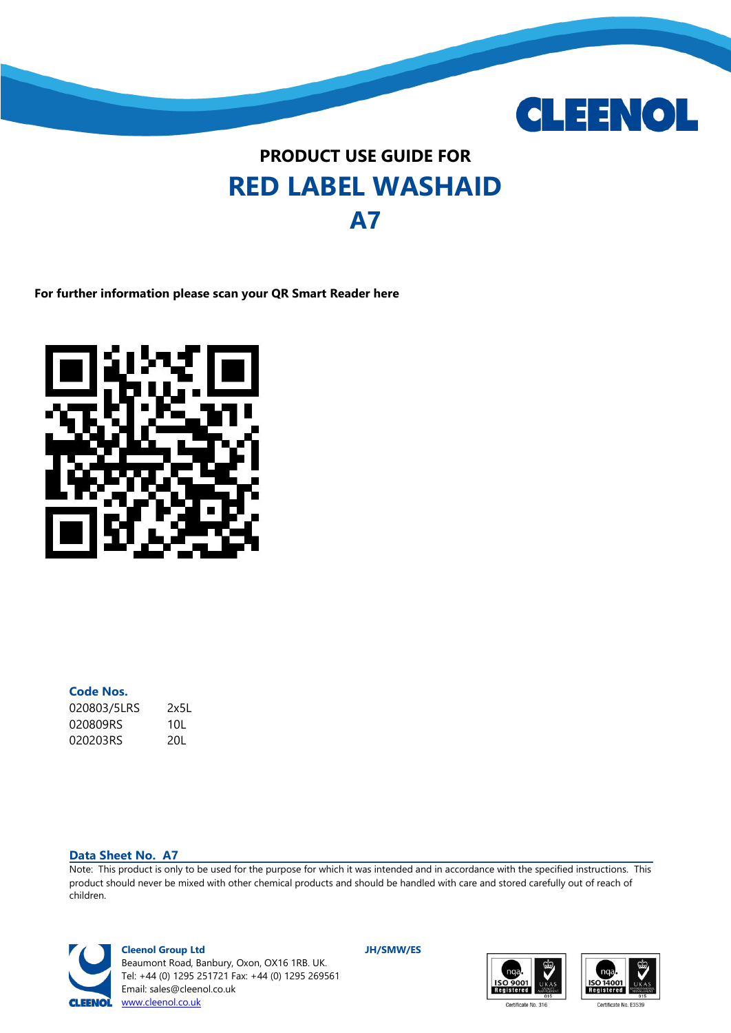# PRODUCT USE GUIDE FOR

# RED LABEL WASHAID

# A7

**For further information please scan your QR Smart Reader here**

**Code Nos.**

| | |
|---|---|
| 020803/5LRS | 2x5L |
| 020809RS | 10L |
| 020203RS | 20L |

**Data Sheet No. A7**

Note: This product is only to be used for the purpose for which it was intended and in accordance with the specified instructions. This product should never be mixed with other chemical products and should be handled with care and stored carefully out of reach of children.

**Cleenol Group Ltd**
Beaumont Road, Banbury, Oxon, OX16 1RB. UK.
Tel: +44 (0) 1295 251721 Fax: +44 (0) 1295 269561
Email: sales@cleenol.co.uk
www.cleenol.co.uk

JH/SMW/ES

ISO 9001 Registered — Certificate No. 316

ISO 14001 Registered — Certificate No. E3539